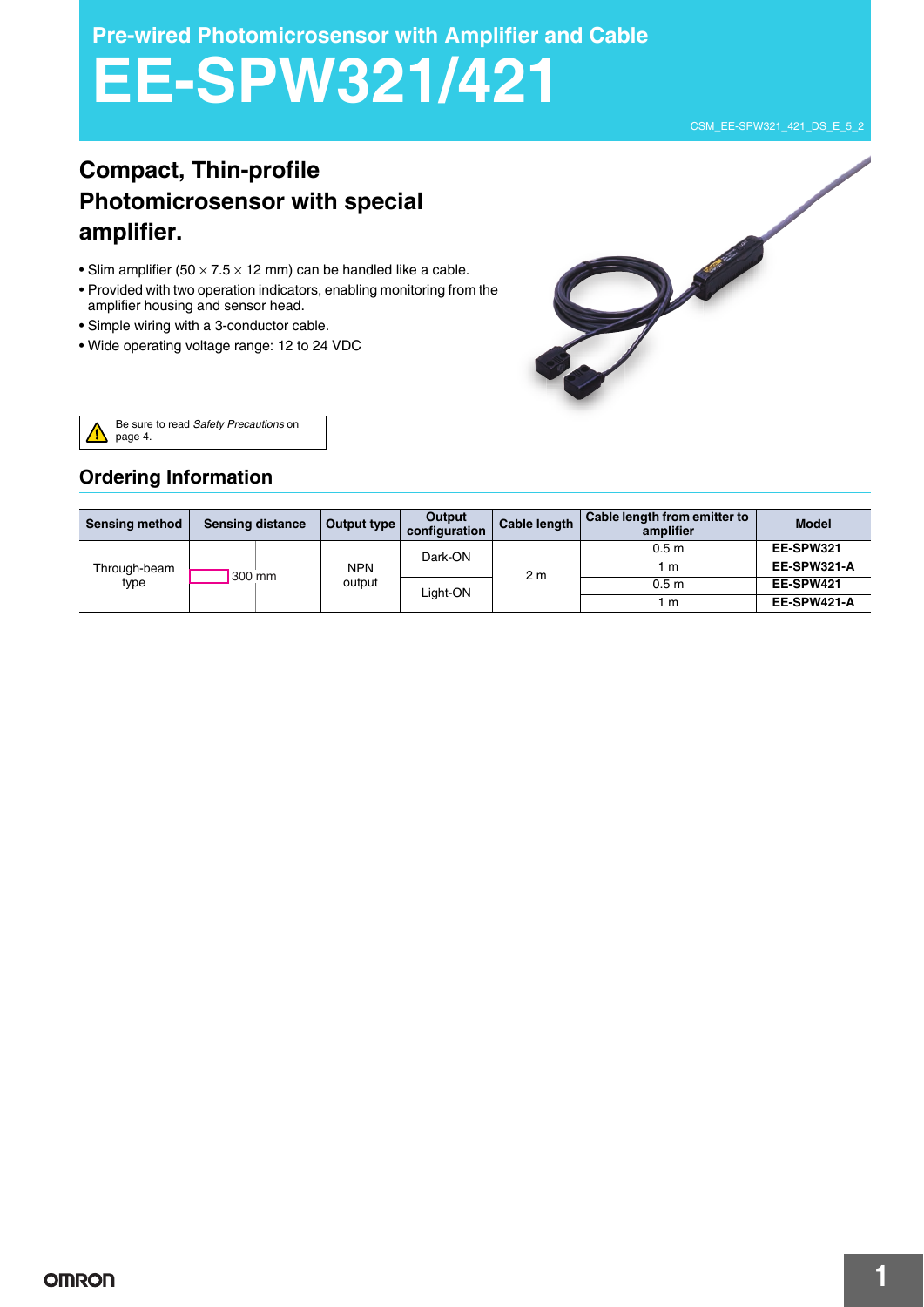Pre-wired Photomicrosensor with Amplifier and Cable

# EE-SPW321/421

CSM_EE-SPW321_421_DS_E_5_2

## Compact, Thin-profile Photomicrosensor with special amplifier.

- Slim amplifier (50 × 7.5 × 12 mm) can be handled like a cable.
- Provided with two operation indicators, enabling monitoring from the amplifier housing and sensor head.
- Simple wiring with a 3-conductor cable.
- Wide operating voltage range: 12 to 24 VDC

Be sure to read *Safety Precautions* on page 4.

## Ordering Information

| Sensing method | Sensing distance | Output type | Output configuration | Cable length | Cable length from emitter to amplifier | Model |
|---|---|---|---|---|---|---|
| Through-beam type | 300 mm | NPN output | Dark-ON | 2 m | 0.5 m | **EE-SPW321** |
| | | | | | 1 m | **EE-SPW321-A** |
| | | | Light-ON | | 0.5 m | **EE-SPW421** |
| | | | | | 1 m | **EE-SPW421-A** |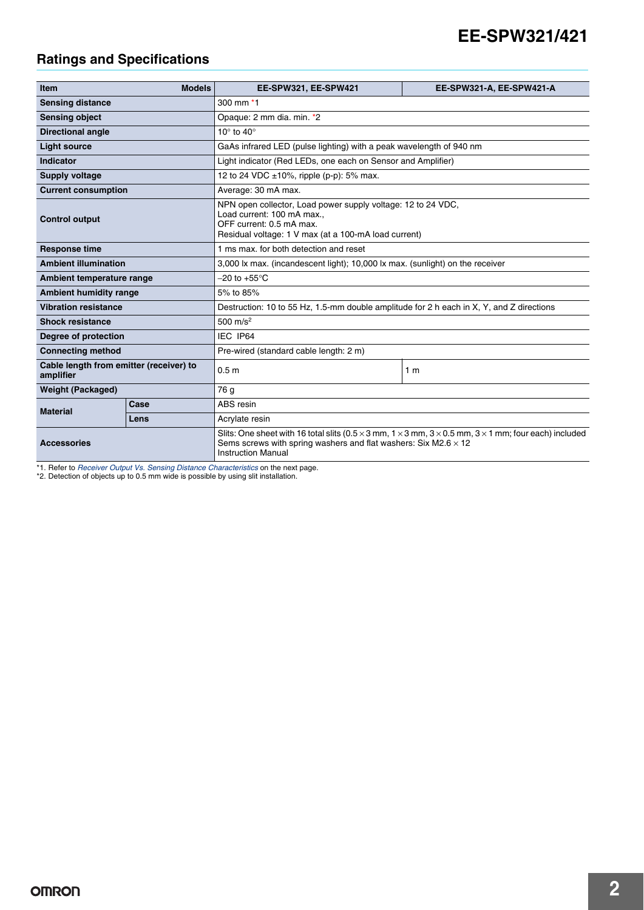## Ratings and Specifications

| Item | Models | EE-SPW321, EE-SPW421 | EE-SPW321-A, EE-SPW421-A |
|---|---|---|---|
| Sensing distance | | 300 mm *1 | |
| Sensing object | | Opaque: 2 mm dia. min. *2 | |
| Directional angle | | 10° to 40° | |
| Light source | | GaAs infrared LED (pulse lighting) with a peak wavelength of 940 nm | |
| Indicator | | Light indicator (Red LEDs, one each on Sensor and Amplifier) | |
| Supply voltage | | 12 to 24 VDC ±10%, ripple (p-p): 5% max. | |
| Current consumption | | Average: 30 mA max. | |
| Control output | | NPN open collector, Load power supply voltage: 12 to 24 VDC,<br>Load current: 100 mA max.,<br>OFF current: 0.5 mA max.<br>Residual voltage: 1 V max (at a 100-mA load current) | |
| Response time | | 1 ms max. for both detection and reset | |
| Ambient illumination | | 3,000 lx max. (incandescent light); 10,000 lx max. (sunlight) on the receiver | |
| Ambient temperature range | | −20 to +55°C | |
| Ambient humidity range | | 5% to 85% | |
| Vibration resistance | | Destruction: 10 to 55 Hz, 1.5-mm double amplitude for 2 h each in X, Y, and Z directions | |
| Shock resistance | | 500 $m/s^2$ | |
| Degree of protection | | IEC IP64 | |
| Connecting method | | Pre-wired (standard cable length: 2 m) | |
| Cable length from emitter (receiver) to amplifier | | 0.5 m | 1 m |
| Weight (Packaged) | | 76 g | |
| Material | Case | ABS resin | |
| | Lens | Acrylate resin | |
| Accessories | | Slits: One sheet with 16 total slits (0.5 × 3 mm, 1 × 3 mm, 3 × 0.5 mm, 3 × 1 mm; four each) included<br>Sems screws with spring washers and flat washers: Six M2.6 × 12<br>Instruction Manual | |

*1. Refer to *Receiver Output Vs. Sensing Distance Characteristics* on the next page.
*2. Detection of objects up to 0.5 mm wide is possible by using slit installation.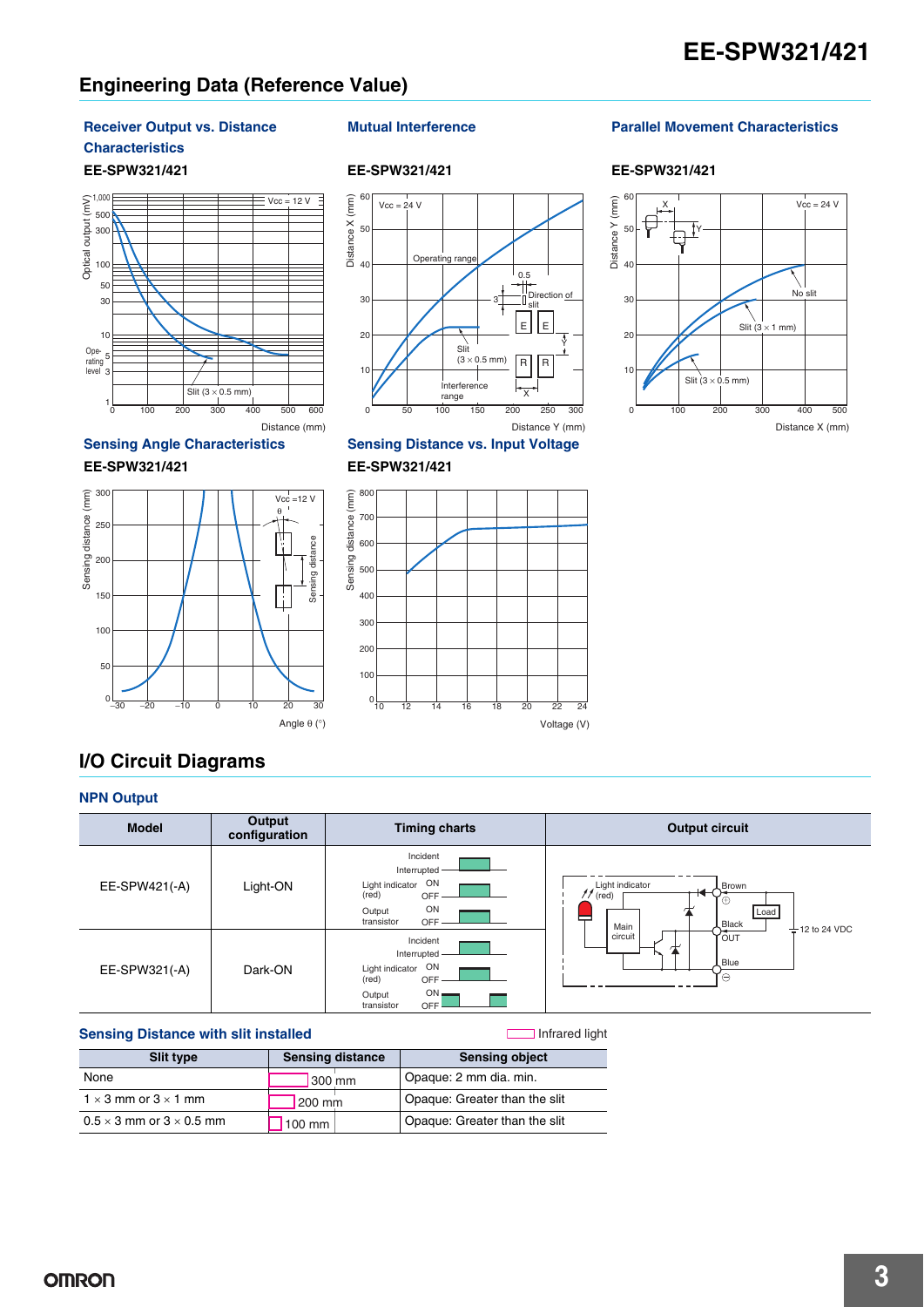## Engineering Data (Reference Value)

### Receiver Output vs. Distance Characteristics

**EE-SPW321/421**

### Mutual Interference

**EE-SPW321/421**

### Parallel Movement Characteristics

**EE-SPW321/421**

### Sensing Angle Characteristics

**EE-SPW321/421**

### Sensing Distance vs. Input Voltage

**EE-SPW321/421**

## I/O Circuit Diagrams

### NPN Output

| Model | Output configuration | Timing charts | Output circuit |
|---|---|---|---|
| EE-SPW421(-A) | Light-ON | Incident / Interrupted; Light indicator (red) ON / OFF; Output transistor ON / OFF | |
| EE-SPW321(-A) | Dark-ON | Incident / Interrupted; Light indicator (red) ON / OFF; Output transistor ON / OFF | |

### Sensing Distance with slit installed

Infrared light

| Slit type | Sensing distance | Sensing object |
|---|---|---|
| None | 300 mm | Opaque: 2 mm dia. min. |
| 1 × 3 mm or 3 × 1 mm | 200 mm | Opaque: Greater than the slit |
| 0.5 × 3 mm or 3 × 0.5 mm | 100 mm | Opaque: Greater than the slit |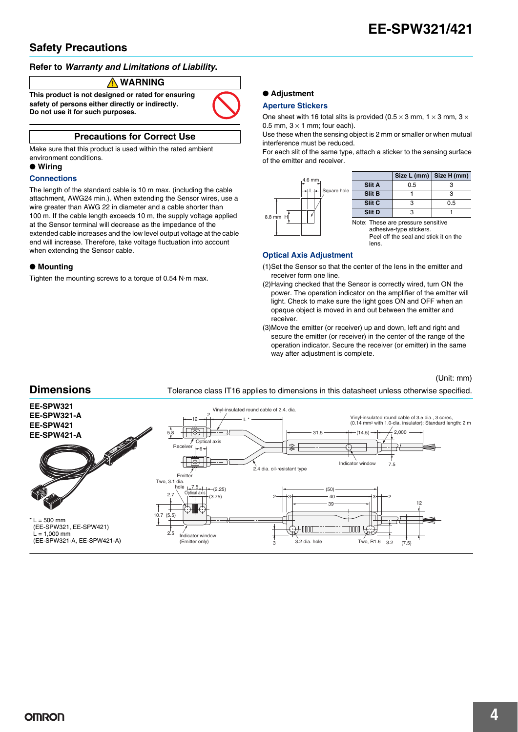## Safety Precautions

**Refer to *Warranty and Limitations of Liability*.**

### ⚠ WARNING

**This product is not designed or rated for ensuring safety of persons either directly or indirectly.**
**Do not use it for such purposes.**

### Precautions for Correct Use

Make sure that this product is used within the rated ambient environment conditions.

● **Wiring**

#### Connections

The length of the standard cable is 10 m max. (including the cable attachment, AWG24 min.). When extending the Sensor wires, use a wire greater than AWG 22 in diameter and a cable shorter than 100 m. If the cable length exceeds 10 m, the supply voltage applied at the Sensor terminal will decrease as the impedance of the extended cable increases and the low level output voltage at the cable end will increase. Therefore, take voltage fluctuation into account when extending the Sensor cable.

● **Mounting**

Tighten the mounting screws to a torque of 0.54 N·m max.

● **Adjustment**

#### Aperture Stickers

One sheet with 16 total slits is provided (0.5 × 3 mm, 1 × 3 mm, 3 × 0.5 mm, 3 × 1 mm; four each).

Use these when the sensing object is 2 mm or smaller or when mutual interference must be reduced.

For each slit of the same type, attach a sticker to the sensing surface of the emitter and receiver.

| | Size L (mm) | Size H (mm) |
|---|---|---|
| Slit A | 0.5 | 3 |
| Slit B | 1 | 3 |
| Slit C | 3 | 0.5 |
| Slit D | 3 | 1 |

Note: These are pressure sensitive adhesive-type stickers. Peel off the seal and stick it on the lens.

#### Optical Axis Adjustment

(1) Set the Sensor so that the center of the lens in the emitter and receiver form one line.

(2) Having checked that the Sensor is correctly wired, turn ON the power. The operation indicator on the amplifier of the emitter will light. Check to make sure the light goes ON and OFF when an opaque object is moved in and out between the emitter and receiver.

(3) Move the emitter (or receiver) up and down, left and right and secure the emitter (or receiver) in the center of the range of the operation indicator. Secure the receiver (or emitter) in the same way after adjustment is complete.

## Dimensions

(Unit: mm)

Tolerance class IT16 applies to dimensions in this datasheet unless otherwise specified.

**EE-SPW321**
**EE-SPW321-A**
**EE-SPW421**
**EE-SPW421-A**

\* L = 500 mm (EE-SPW321, EE-SPW421)
L = 1,000 mm (EE-SPW321-A, EE-SPW421-A)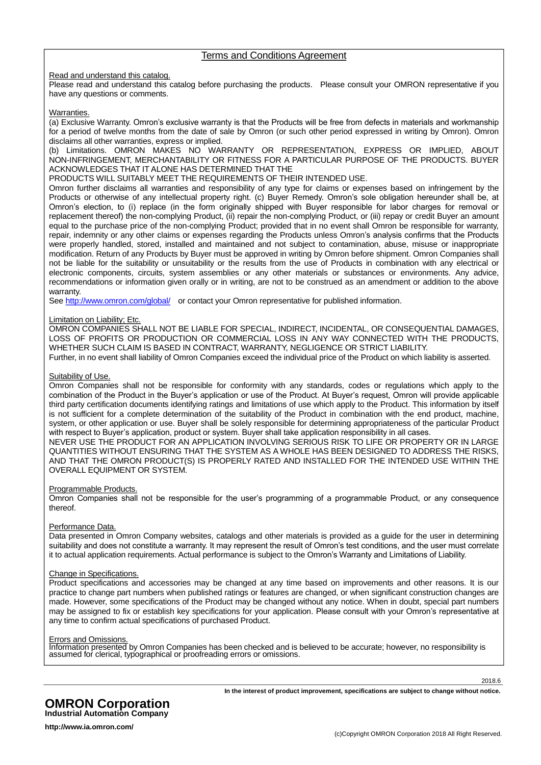## Terms and Conditions Agreement

Read and understand this catalog.

Please read and understand this catalog before purchasing the products. Please consult your OMRON representative if you have any questions or comments.

Warranties.

(a) Exclusive Warranty. Omron's exclusive warranty is that the Products will be free from defects in materials and workmanship for a period of twelve months from the date of sale by Omron (or such other period expressed in writing by Omron). Omron disclaims all other warranties, express or implied.

(b) Limitations. OMRON MAKES NO WARRANTY OR REPRESENTATION, EXPRESS OR IMPLIED, ABOUT NON-INFRINGEMENT, MERCHANTABILITY OR FITNESS FOR A PARTICULAR PURPOSE OF THE PRODUCTS. BUYER ACKNOWLEDGES THAT IT ALONE HAS DETERMINED THAT THE PRODUCTS WILL SUITABLY MEET THE REQUIREMENTS OF THEIR INTENDED USE.

Omron further disclaims all warranties and responsibility of any type for claims or expenses based on infringement by the Products or otherwise of any intellectual property right. (c) Buyer Remedy. Omron's sole obligation hereunder shall be, at Omron's election, to (i) replace (in the form originally shipped with Buyer responsible for labor charges for removal or replacement thereof) the non-complying Product, (ii) repair the non-complying Product, or (iii) repay or credit Buyer an amount equal to the purchase price of the non-complying Product; provided that in no event shall Omron be responsible for warranty, repair, indemnity or any other claims or expenses regarding the Products unless Omron's analysis confirms that the Products were properly handled, stored, installed and maintained and not subject to contamination, abuse, misuse or inappropriate modification. Return of any Products by Buyer must be approved in writing by Omron before shipment. Omron Companies shall not be liable for the suitability or unsuitability or the results from the use of Products in combination with any electrical or electronic components, circuits, system assemblies or any other materials or substances or environments. Any advice, recommendations or information given orally or in writing, are not to be construed as an amendment or addition to the above warranty.

See http://www.omron.com/global/ or contact your Omron representative for published information.

Limitation on Liability; Etc.

OMRON COMPANIES SHALL NOT BE LIABLE FOR SPECIAL, INDIRECT, INCIDENTAL, OR CONSEQUENTIAL DAMAGES, LOSS OF PROFITS OR PRODUCTION OR COMMERCIAL LOSS IN ANY WAY CONNECTED WITH THE PRODUCTS, WHETHER SUCH CLAIM IS BASED IN CONTRACT, WARRANTY, NEGLIGENCE OR STRICT LIABILITY.

Further, in no event shall liability of Omron Companies exceed the individual price of the Product on which liability is asserted.

Suitability of Use.

Omron Companies shall not be responsible for conformity with any standards, codes or regulations which apply to the combination of the Product in the Buyer's application or use of the Product. At Buyer's request, Omron will provide applicable third party certification documents identifying ratings and limitations of use which apply to the Product. This information by itself is not sufficient for a complete determination of the suitability of the Product in combination with the end product, machine, system, or other application or use. Buyer shall be solely responsible for determining appropriateness of the particular Product with respect to Buyer's application, product or system. Buyer shall take application responsibility in all cases.

NEVER USE THE PRODUCT FOR AN APPLICATION INVOLVING SERIOUS RISK TO LIFE OR PROPERTY OR IN LARGE QUANTITIES WITHOUT ENSURING THAT THE SYSTEM AS A WHOLE HAS BEEN DESIGNED TO ADDRESS THE RISKS, AND THAT THE OMRON PRODUCT(S) IS PROPERLY RATED AND INSTALLED FOR THE INTENDED USE WITHIN THE OVERALL EQUIPMENT OR SYSTEM.

Programmable Products.

Omron Companies shall not be responsible for the user's programming of a programmable Product, or any consequence thereof.

Performance Data.

Data presented in Omron Company websites, catalogs and other materials is provided as a guide for the user in determining suitability and does not constitute a warranty. It may represent the result of Omron's test conditions, and the user must correlate it to actual application requirements. Actual performance is subject to the Omron's Warranty and Limitations of Liability.

Change in Specifications.

Product specifications and accessories may be changed at any time based on improvements and other reasons. It is our practice to change part numbers when published ratings or features are changed, or when significant construction changes are made. However, some specifications of the Product may be changed without any notice. When in doubt, special part numbers may be assigned to fix or establish key specifications for your application. Please consult with your Omron's representative at any time to confirm actual specifications of purchased Product.

Errors and Omissions.

Information presented by Omron Companies has been checked and is believed to be accurate; however, no responsibility is assumed for clerical, typographical or proofreading errors or omissions.

2018.6

**In the interest of product improvement, specifications are subject to change without notice.**

**OMRON Corporation**
**Industrial Automation Company**

**http://www.ia.omron.com/**

(c)Copyright OMRON Corporation 2018 All Right Reserved.